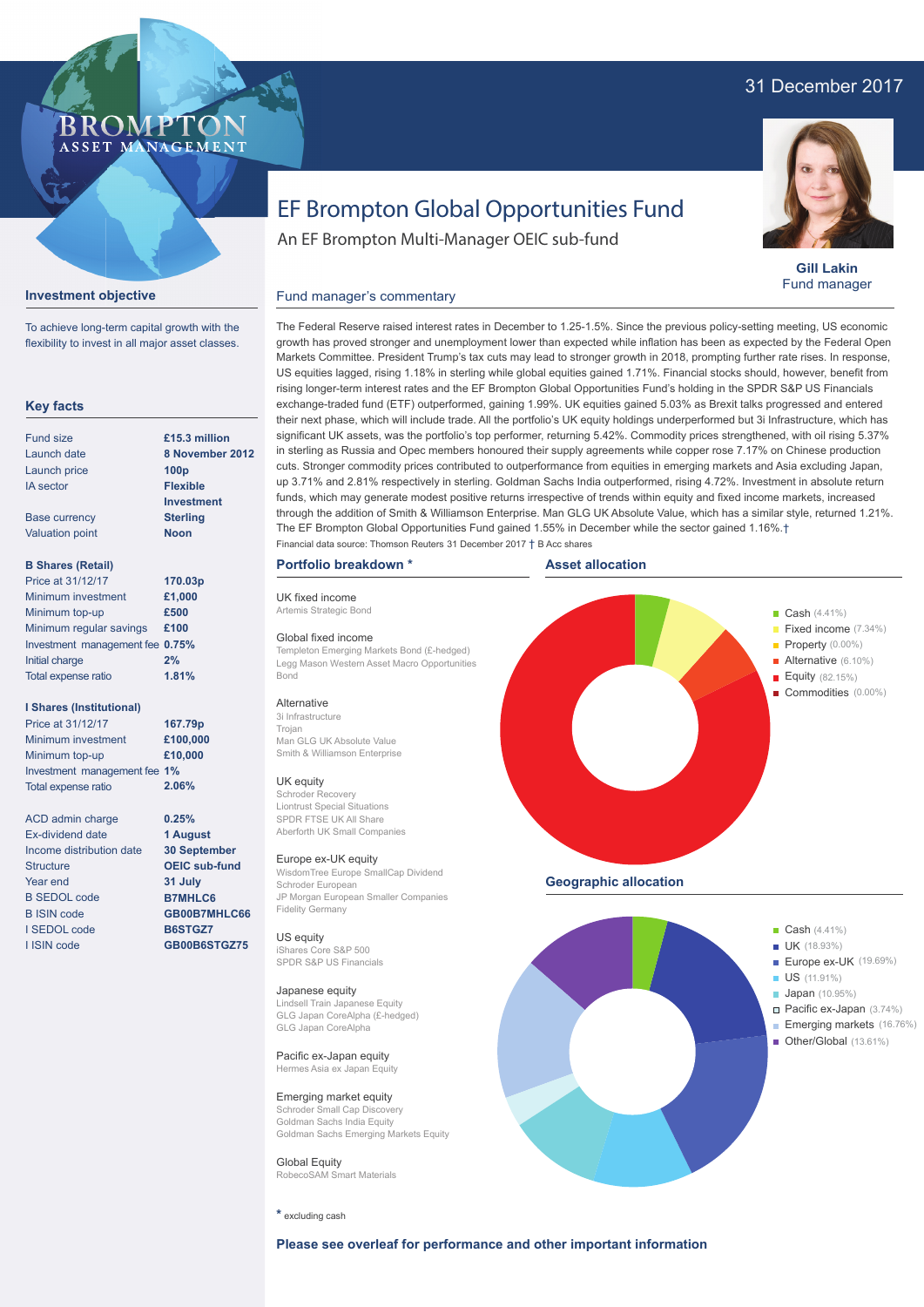31 December 2017

BROMPTON ASSET MANAGEMENT

# EF Brompton Global Opportunities Fund

An EF Brompton Multi-Manager OEIC sub-fund

**Gill Lakin**
Fund manager

## Investment objective

To achieve long-term capital growth with the flexibility to invest in all major asset classes.

## Key facts

| | |
|---|---|
| Fund size | **£15.3 million** |
| Launch date | **8 November 2012** |
| Launch price | **100p** |
| IA sector | **Flexible Investment** |
| Base currency | **Sterling** |
| Valuation point | **Noon** |

**B Shares (Retail)**

| | |
|---|---|
| Price at 31/12/17 | **170.03p** |
| Minimum investment | **£1,000** |
| Minimum top-up | **£500** |
| Minimum regular savings | **£100** |
| Investment management fee | **0.75%** |
| Initial charge | **2%** |
| Total expense ratio | **1.81%** |

**I Shares (Institutional)**

| | |
|---|---|
| Price at 31/12/17 | **167.79p** |
| Minimum investment | **£100,000** |
| Minimum top-up | **£10,000** |
| Investment management fee | **1%** |
| Total expense ratio | **2.06%** |

| | |
|---|---|
| ACD admin charge | **0.25%** |
| Ex-dividend date | **1 August** |
| Income distribution date | **30 September** |
| Structure | **OEIC sub-fund** |
| Year end | **31 July** |
| B SEDOL code | **B7MHLC6** |
| B ISIN code | **GB00B7MHLC66** |
| I SEDOL code | **B6STGZ7** |
| I ISIN code | **GB00B6STGZ75** |

## Fund manager's commentary

The Federal Reserve raised interest rates in December to 1.25-1.5%. Since the previous policy-setting meeting, US economic growth has proved stronger and unemployment lower than expected while inflation has been as expected by the Federal Open Markets Committee. President Trump's tax cuts may lead to stronger growth in 2018, prompting further rate rises. In response, US equities lagged, rising 1.18% in sterling while global equities gained 1.71%. Financial stocks should, however, benefit from rising longer-term interest rates and the EF Brompton Global Opportunities Fund's holding in the SPDR S&P US Financials exchange-traded fund (ETF) outperformed, gaining 1.99%. UK equities gained 5.03% as Brexit talks progressed and entered their next phase, which will include trade. All the portfolio's UK equity holdings underperformed but 3i Infrastructure, which has significant UK assets, was the portfolio's top performer, returning 5.42%. Commodity prices strengthened, with oil rising 5.37% in sterling as Russia and Opec members honoured their supply agreements while copper rose 7.17% on Chinese production cuts. Stronger commodity prices contributed to outperformance from equities in emerging markets and Asia excluding Japan, up 3.71% and 2.81% respectively in sterling. Goldman Sachs India outperformed, rising 4.72%. Investment in absolute return funds, which may generate modest positive returns irrespective of trends within equity and fixed income markets, increased through the addition of Smith & Williamson Enterprise. Man GLG UK Absolute Value, which has a similar style, returned 1.21%. The EF Brompton Global Opportunities Fund gained 1.55% in December while the sector gained 1.16%.†

Financial data source: Thomson Reuters 31 December 2017 † B Acc shares

## Portfolio breakdown *

**UK fixed income**
Artemis Strategic Bond

**Global fixed income**
Templeton Emerging Markets Bond (£-hedged)
Legg Mason Western Asset Macro Opportunities Bond

**Alternative**
3i Infrastructure
Trojan
Man GLG UK Absolute Value
Smith & Williamson Enterprise

**UK equity**
Schroder Recovery
Liontrust Special Situations
SPDR FTSE UK All Share
Aberforth UK Small Companies

**Europe ex-UK equity**
WisdomTree Europe SmallCap Dividend
Schroder European
JP Morgan European Smaller Companies
Fidelity Germany

**US equity**
iShares Core S&P 500
SPDR S&P US Financials

**Japanese equity**
Lindsell Train Japanese Equity
GLG Japan CoreAlpha (£-hedged)
GLG Japan CoreAlpha

**Pacific ex-Japan equity**
Hermes Asia ex Japan Equity

**Emerging market equity**
Schroder Small Cap Discovery
Goldman Sachs India Equity
Goldman Sachs Emerging Markets Equity

**Global Equity**
RobecoSAM Smart Materials

\* excluding cash

## Asset allocation

- Cash (4.41%)
- Fixed income (7.34%)
- Property (0.00%)
- Alternative (6.10%)
- Equity (82.15%)
- Commodities (0.00%)

## Geographic allocation

- Cash (4.41%)
- UK (18.93%)
- Europe ex-UK (19.69%)
- US (11.91%)
- Japan (10.95%)
- Pacific ex-Japan (3.74%)
- Emerging markets (16.76%)
- Other/Global (13.61%)

**Please see overleaf for performance and other important information**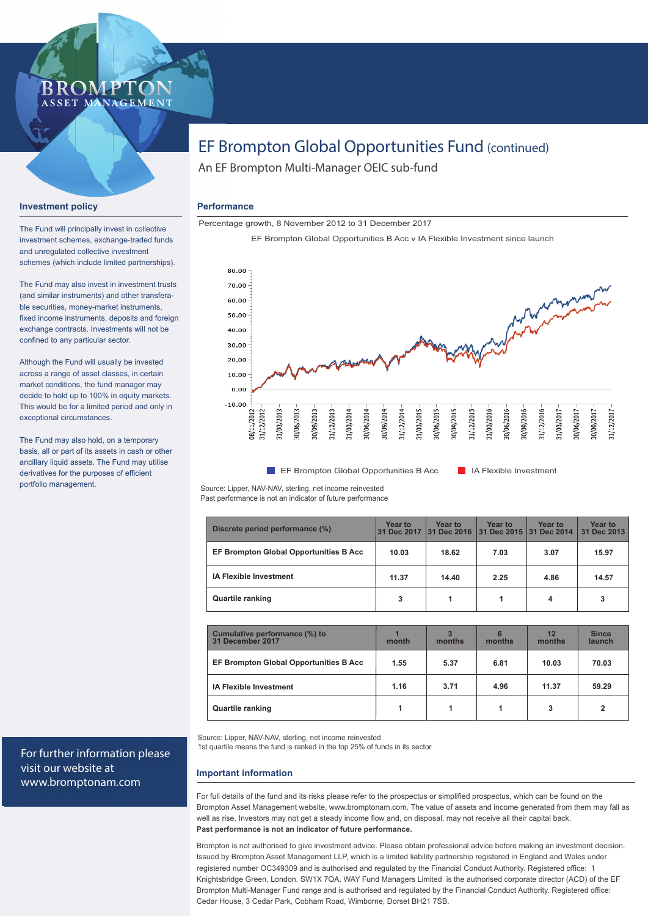BROMPTON
ASSET MANAGEMENT

# EF Brompton Global Opportunities Fund (continued)

An EF Brompton Multi-Manager OEIC sub-fund

## Investment policy

The Fund will principally invest in collective investment schemes, exchange-traded funds and unregulated collective investment schemes (which include limited partnerships).

The Fund may also invest in investment trusts (and similar instruments) and other transferable securities, money-market instruments, fixed income instruments, deposits and foreign exchange contracts. Investments will not be confined to any particular sector.

Although the Fund will usually be invested across a range of asset classes, in certain market conditions, the fund manager may decide to hold up to 100% in equity markets. This would be for a limited period and only in exceptional circumstances.

The Fund may also hold, on a temporary basis, all or part of its assets in cash or other ancillary liquid assets. The Fund may utilise derivatives for the purposes of efficient portfolio management.

For further information please visit our website at www.bromptonam.com

## Performance

Percentage growth, 8 November 2012 to 31 December 2017

EF Brompton Global Opportunities B Acc v IA Flexible Investment since launch

80.00
70.00
60.00
50.00
40.00
30.00
20.00
10.00
0.00
-10.00

08/11/2012 31/12/2012 31/03/2013 30/06/2013 30/09/2013 31/12/2013 31/03/2014 30/06/2014 30/09/2014 31/12/2014 31/03/2015 30/06/2015 30/09/2015 31/12/2015 31/03/2016 30/06/2016 30/09/2016 31/12/2016 31/03/2017 30/06/2017 30/09/2017 31/12/2017

EF Brompton Global Opportunities B Acc    IA Flexible Investment

Source: Lipper, NAV-NAV, sterling, net income reinvested
Past performance is not an indicator of future performance

| Discrete period performance (%) | Year to 31 Dec 2017 | Year to 31 Dec 2016 | Year to 31 Dec 2015 | Year to 31 Dec 2014 | Year to 31 Dec 2013 |
|---|---|---|---|---|---|
| **EF Brompton Global Opportunities B Acc** | 10.03 | 18.62 | 7.03 | 3.07 | 15.97 |
| **IA Flexible Investment** | 11.37 | 14.40 | 2.25 | 4.86 | 14.57 |
| **Quartile ranking** | 3 | 1 | 1 | 4 | 3 |

| Cumulative performance (%) to 31 December 2017 | 1 month | 3 months | 6 months | 12 months | Since launch |
|---|---|---|---|---|---|
| **EF Brompton Global Opportunities B Acc** | 1.55 | 5.37 | 6.81 | 10.03 | 70.03 |
| **IA Flexible Investment** | 1.16 | 3.71 | 4.96 | 11.37 | 59.29 |
| **Quartile ranking** | 1 | 1 | 1 | 3 | 2 |

Source: Lipper, NAV-NAV, sterling, net income reinvested
1st quartile means the fund is ranked in the top 25% of funds in its sector

## Important information

For full details of the fund and its risks please refer to the prospectus or simplified prospectus, which can be found on the Brompton Asset Management website, www.bromptonam.com. The value of assets and income generated from them may fall as well as rise. Investors may not get a steady income flow and, on disposal, may not receive all their capital back.
**Past performance is not an indicator of future performance.**

Brompton is not authorised to give investment advice. Please obtain professional advice before making an investment decision. Issued by Brompton Asset Management LLP, which is a limited liability partnership registered in England and Wales under registered number OC349309 and is authorised and regulated by the Financial Conduct Authority. Registered office: 1 Knightsbridge Green, London, SW1X 7QA. WAY Fund Managers Limited is the authorised corporate director (ACD) of the EF Brompton Multi-Manager Fund range and is authorised and regulated by the Financial Conduct Authority. Registered office: Cedar House, 3 Cedar Park, Cobham Road, Wimborne, Dorset BH21 7SB.